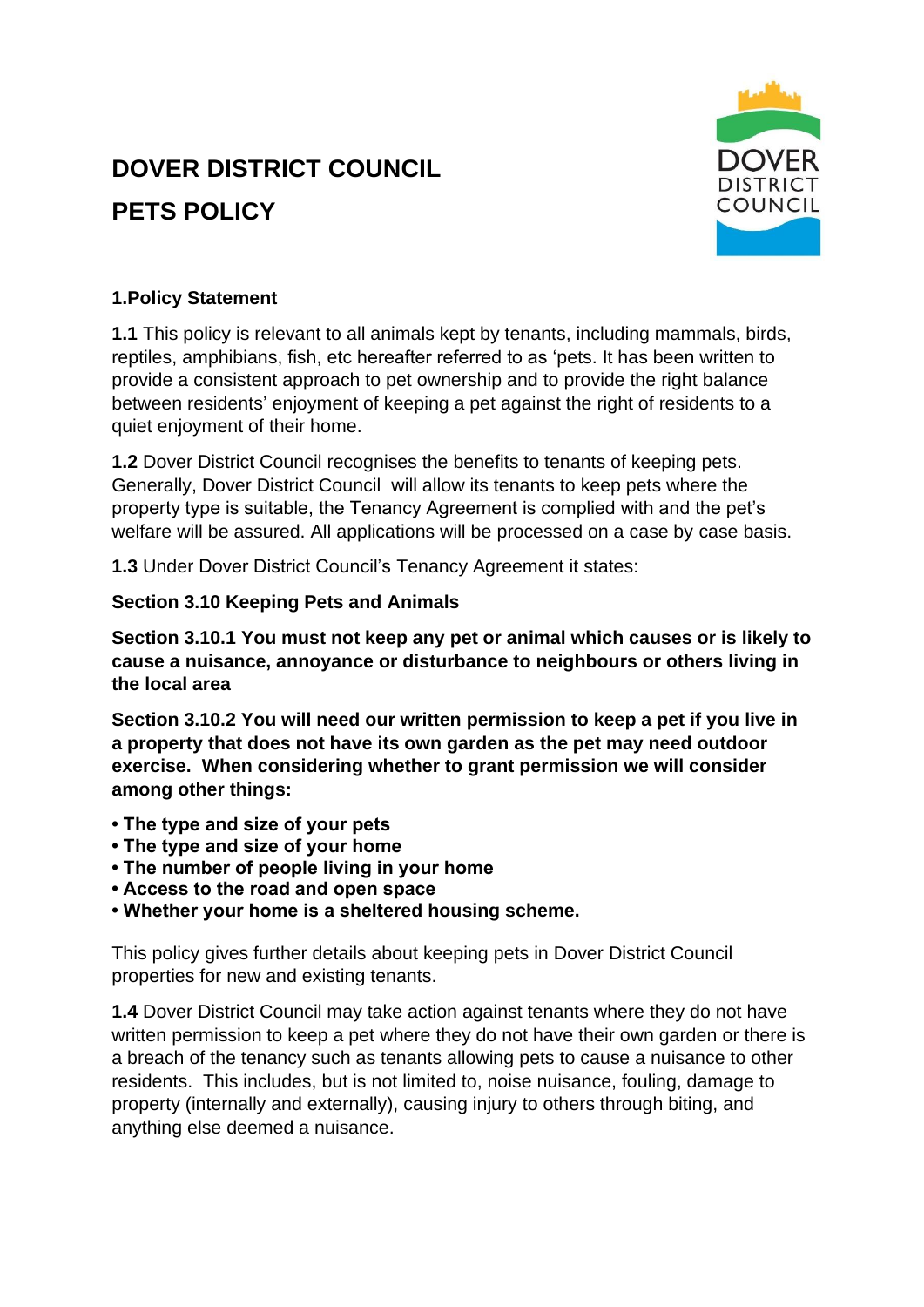# DOVER DISTRICT COUNCIL

# PETS POLICY

## 1.Policy Statement

**1.1** This policy is relevant to all animals kept by tenants, including mammals, birds, reptiles, amphibians, fish, etc hereafter referred to as 'pets. It has been written to provide a consistent approach to pet ownership and to provide the right balance between residents' enjoyment of keeping a pet against the right of residents to a quiet enjoyment of their home.

**1.2** Dover District Council recognises the benefits to tenants of keeping pets. Generally, Dover District Council will allow its tenants to keep pets where the property type is suitable, the Tenancy Agreement is complied with and the pet's welfare will be assured. All applications will be processed on a case by case basis.

**1.3** Under Dover District Council's Tenancy Agreement it states:

**Section 3.10 Keeping Pets and Animals**

**Section 3.10.1 You must not keep any pet or animal which causes or is likely to cause a nuisance, annoyance or disturbance to neighbours or others living in the local area**

**Section 3.10.2 You will need our written permission to keep a pet if you live in a property that does not have its own garden as the pet may need outdoor exercise. When considering whether to grant permission we will consider among other things:**

- **The type and size of your pets**
- **The type and size of your home**
- **The number of people living in your home**
- **Access to the road and open space**
- **Whether your home is a sheltered housing scheme.**

This policy gives further details about keeping pets in Dover District Council properties for new and existing tenants.

**1.4** Dover District Council may take action against tenants where they do not have written permission to keep a pet where they do not have their own garden or there is a breach of the tenancy such as tenants allowing pets to cause a nuisance to other residents. This includes, but is not limited to, noise nuisance, fouling, damage to property (internally and externally), causing injury to others through biting, and anything else deemed a nuisance.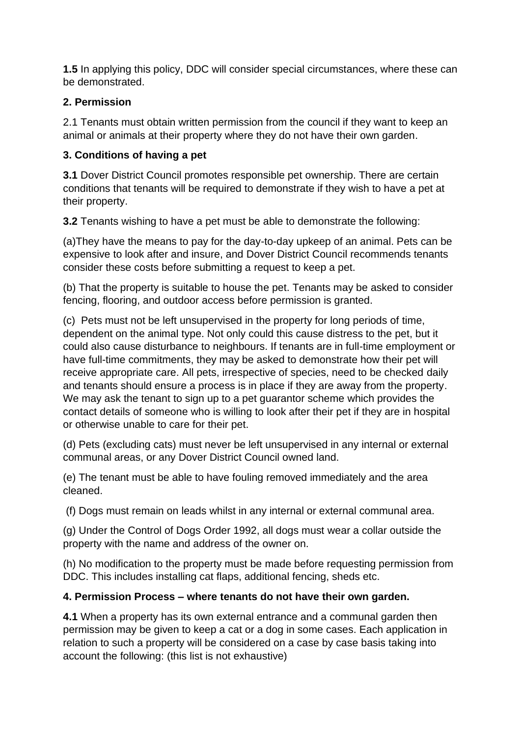**1.5** In applying this policy, DDC will consider special circumstances, where these can be demonstrated.

**2. Permission**

2.1 Tenants must obtain written permission from the council if they want to keep an animal or animals at their property where they do not have their own garden.

**3. Conditions of having a pet**

**3.1** Dover District Council promotes responsible pet ownership. There are certain conditions that tenants will be required to demonstrate if they wish to have a pet at their property.

**3.2** Tenants wishing to have a pet must be able to demonstrate the following:

(a)They have the means to pay for the day-to-day upkeep of an animal. Pets can be expensive to look after and insure, and Dover District Council recommends tenants consider these costs before submitting a request to keep a pet.

(b) That the property is suitable to house the pet. Tenants may be asked to consider fencing, flooring, and outdoor access before permission is granted.

(c) Pets must not be left unsupervised in the property for long periods of time, dependent on the animal type. Not only could this cause distress to the pet, but it could also cause disturbance to neighbours. If tenants are in full-time employment or have full-time commitments, they may be asked to demonstrate how their pet will receive appropriate care. All pets, irrespective of species, need to be checked daily and tenants should ensure a process is in place if they are away from the property. We may ask the tenant to sign up to a pet guarantor scheme which provides the contact details of someone who is willing to look after their pet if they are in hospital or otherwise unable to care for their pet.

(d) Pets (excluding cats) must never be left unsupervised in any internal or external communal areas, or any Dover District Council owned land.

(e) The tenant must be able to have fouling removed immediately and the area cleaned.

(f) Dogs must remain on leads whilst in any internal or external communal area.

(g) Under the Control of Dogs Order 1992, all dogs must wear a collar outside the property with the name and address of the owner on.

(h) No modification to the property must be made before requesting permission from DDC. This includes installing cat flaps, additional fencing, sheds etc.

**4. Permission Process – where tenants do not have their own garden.**

**4.1** When a property has its own external entrance and a communal garden then permission may be given to keep a cat or a dog in some cases. Each application in relation to such a property will be considered on a case by case basis taking into account the following: (this list is not exhaustive)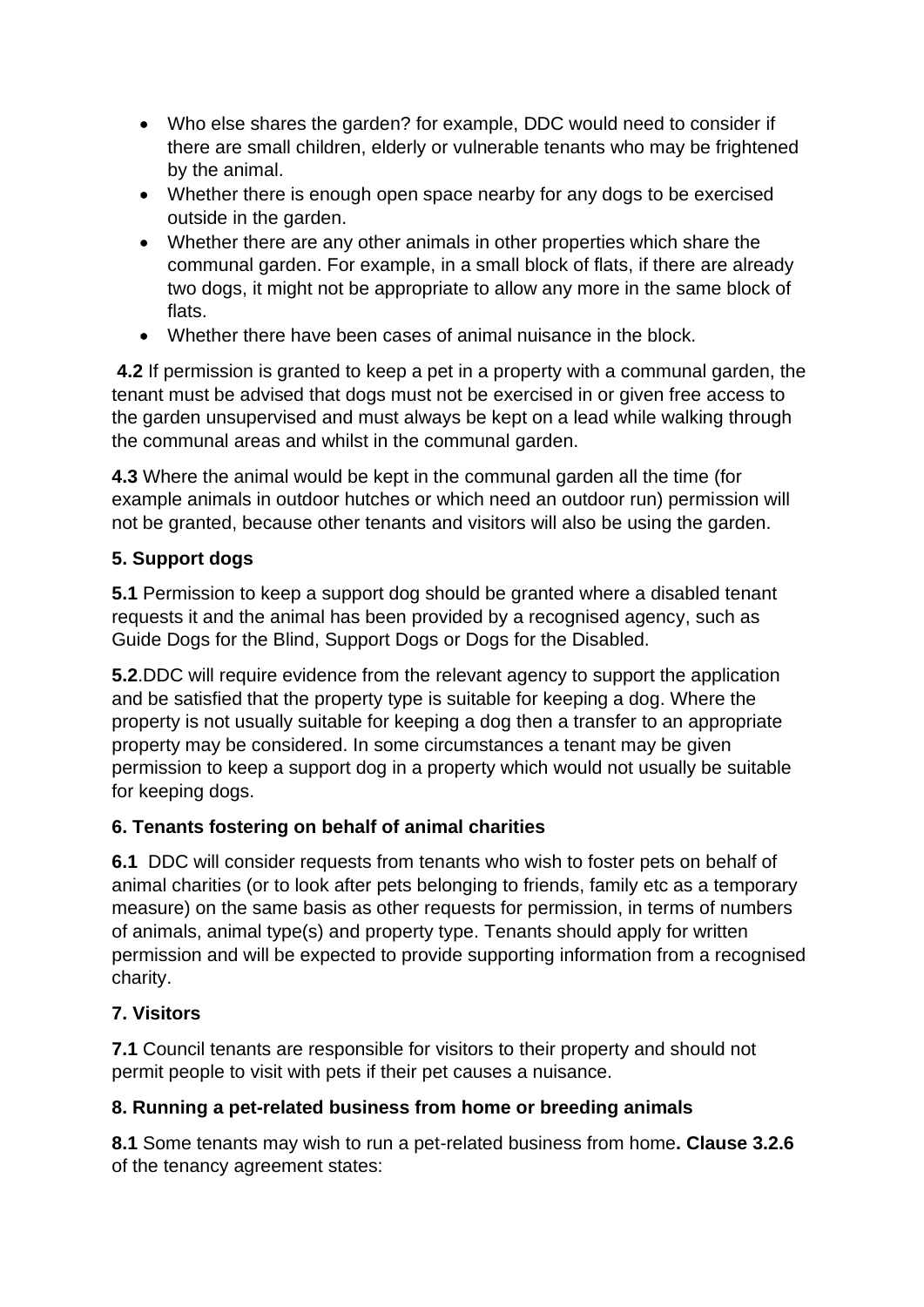- Who else shares the garden? for example, DDC would need to consider if there are small children, elderly or vulnerable tenants who may be frightened by the animal.
- Whether there is enough open space nearby for any dogs to be exercised outside in the garden.
- Whether there are any other animals in other properties which share the communal garden. For example, in a small block of flats, if there are already two dogs, it might not be appropriate to allow any more in the same block of flats.
- Whether there have been cases of animal nuisance in the block.

**4.2** If permission is granted to keep a pet in a property with a communal garden, the tenant must be advised that dogs must not be exercised in or given free access to the garden unsupervised and must always be kept on a lead while walking through the communal areas and whilst in the communal garden.

**4.3** Where the animal would be kept in the communal garden all the time (for example animals in outdoor hutches or which need an outdoor run) permission will not be granted, because other tenants and visitors will also be using the garden.

## 5. Support dogs

**5.1** Permission to keep a support dog should be granted where a disabled tenant requests it and the animal has been provided by a recognised agency, such as Guide Dogs for the Blind, Support Dogs or Dogs for the Disabled.

**5.2**.DDC will require evidence from the relevant agency to support the application and be satisfied that the property type is suitable for keeping a dog. Where the property is not usually suitable for keeping a dog then a transfer to an appropriate property may be considered. In some circumstances a tenant may be given permission to keep a support dog in a property which would not usually be suitable for keeping dogs.

## 6. Tenants fostering on behalf of animal charities

**6.1** DDC will consider requests from tenants who wish to foster pets on behalf of animal charities (or to look after pets belonging to friends, family etc as a temporary measure) on the same basis as other requests for permission, in terms of numbers of animals, animal type(s) and property type. Tenants should apply for written permission and will be expected to provide supporting information from a recognised charity.

## 7. Visitors

**7.1** Council tenants are responsible for visitors to their property and should not permit people to visit with pets if their pet causes a nuisance.

## 8. Running a pet-related business from home or breeding animals

**8.1** Some tenants may wish to run a pet-related business from home**. Clause 3.2.6** of the tenancy agreement states: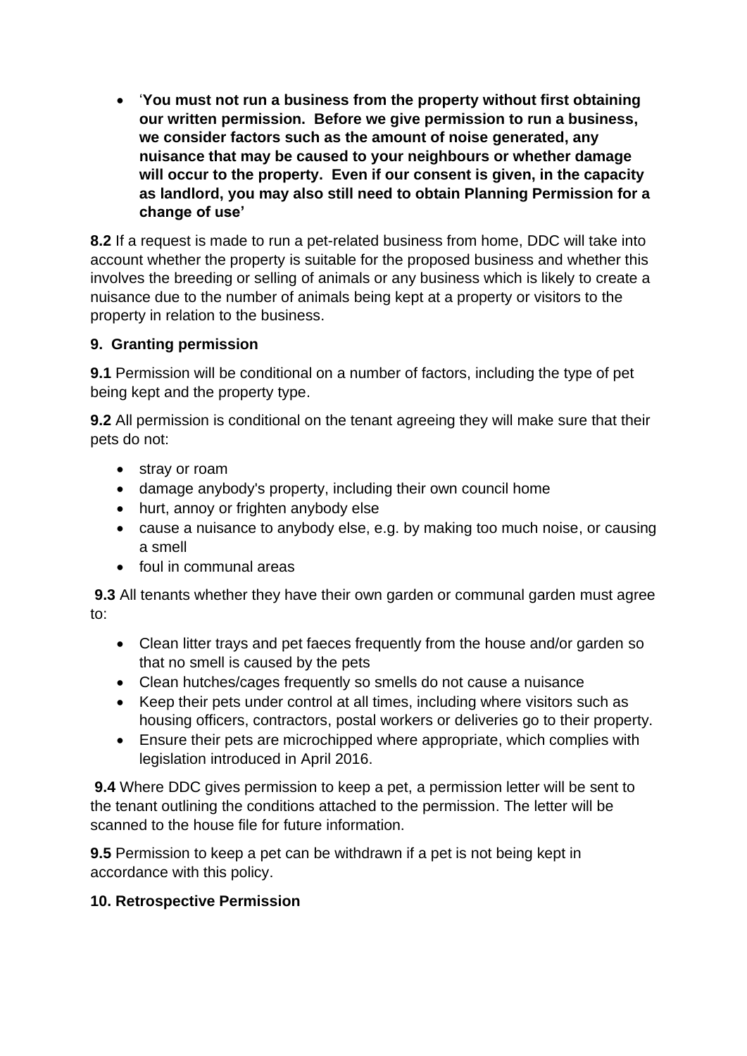- '**You must not run a business from the property without first obtaining our written permission. Before we give permission to run a business, we consider factors such as the amount of noise generated, any nuisance that may be caused to your neighbours or whether damage will occur to the property. Even if our consent is given, in the capacity as landlord, you may also still need to obtain Planning Permission for a change of use'**

**8.2** If a request is made to run a pet-related business from home, DDC will take into account whether the property is suitable for the proposed business and whether this involves the breeding or selling of animals or any business which is likely to create a nuisance due to the number of animals being kept at a property or visitors to the property in relation to the business.

## 9. Granting permission

**9.1** Permission will be conditional on a number of factors, including the type of pet being kept and the property type.

**9.2** All permission is conditional on the tenant agreeing they will make sure that their pets do not:

- stray or roam
- damage anybody's property, including their own council home
- hurt, annoy or frighten anybody else
- cause a nuisance to anybody else, e.g. by making too much noise, or causing a smell
- foul in communal areas

**9.3** All tenants whether they have their own garden or communal garden must agree to:

- Clean litter trays and pet faeces frequently from the house and/or garden so that no smell is caused by the pets
- Clean hutches/cages frequently so smells do not cause a nuisance
- Keep their pets under control at all times, including where visitors such as housing officers, contractors, postal workers or deliveries go to their property.
- Ensure their pets are microchipped where appropriate, which complies with legislation introduced in April 2016.

**9.4** Where DDC gives permission to keep a pet, a permission letter will be sent to the tenant outlining the conditions attached to the permission. The letter will be scanned to the house file for future information.

**9.5** Permission to keep a pet can be withdrawn if a pet is not being kept in accordance with this policy.

## 10. Retrospective Permission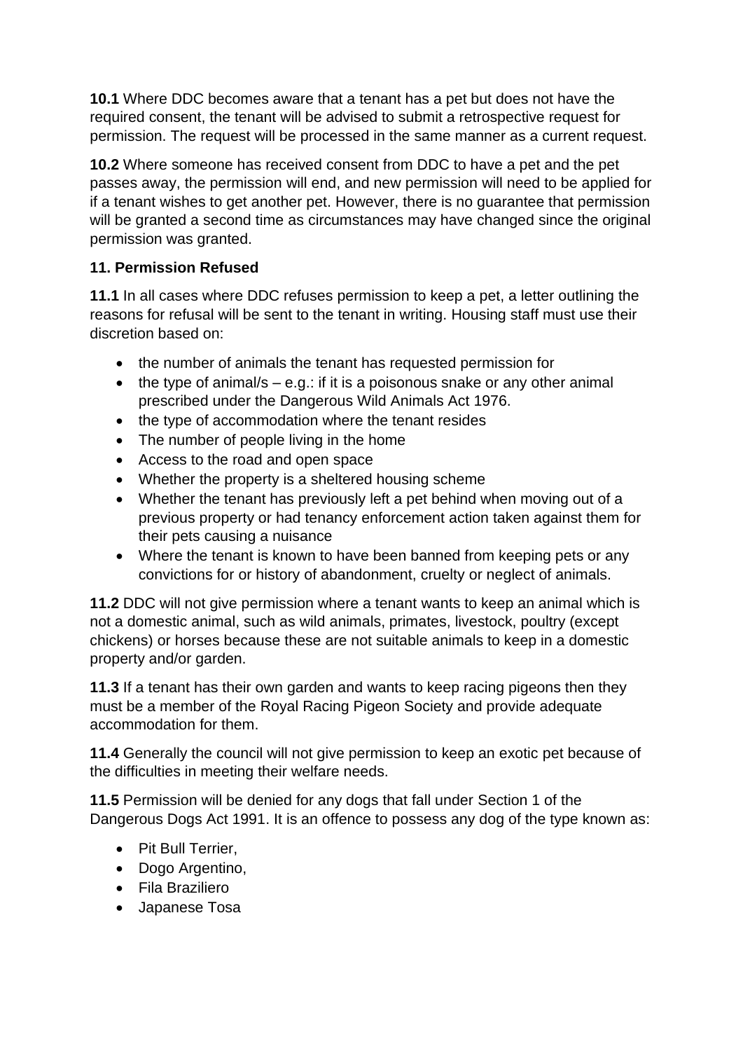**10.1** Where DDC becomes aware that a tenant has a pet but does not have the required consent, the tenant will be advised to submit a retrospective request for permission. The request will be processed in the same manner as a current request.

**10.2** Where someone has received consent from DDC to have a pet and the pet passes away, the permission will end, and new permission will need to be applied for if a tenant wishes to get another pet. However, there is no guarantee that permission will be granted a second time as circumstances may have changed since the original permission was granted.

**11. Permission Refused**

**11.1** In all cases where DDC refuses permission to keep a pet, a letter outlining the reasons for refusal will be sent to the tenant in writing. Housing staff must use their discretion based on:

- the number of animals the tenant has requested permission for
- the type of animal/s – e.g.: if it is a poisonous snake or any other animal prescribed under the Dangerous Wild Animals Act 1976.
- the type of accommodation where the tenant resides
- The number of people living in the home
- Access to the road and open space
- Whether the property is a sheltered housing scheme
- Whether the tenant has previously left a pet behind when moving out of a previous property or had tenancy enforcement action taken against them for their pets causing a nuisance
- Where the tenant is known to have been banned from keeping pets or any convictions for or history of abandonment, cruelty or neglect of animals.

**11.2** DDC will not give permission where a tenant wants to keep an animal which is not a domestic animal, such as wild animals, primates, livestock, poultry (except chickens) or horses because these are not suitable animals to keep in a domestic property and/or garden.

**11.3** If a tenant has their own garden and wants to keep racing pigeons then they must be a member of the Royal Racing Pigeon Society and provide adequate accommodation for them.

**11.4** Generally the council will not give permission to keep an exotic pet because of the difficulties in meeting their welfare needs.

**11.5** Permission will be denied for any dogs that fall under Section 1 of the Dangerous Dogs Act 1991. It is an offence to possess any dog of the type known as:

- Pit Bull Terrier,
- Dogo Argentino,
- Fila Braziliero
- Japanese Tosa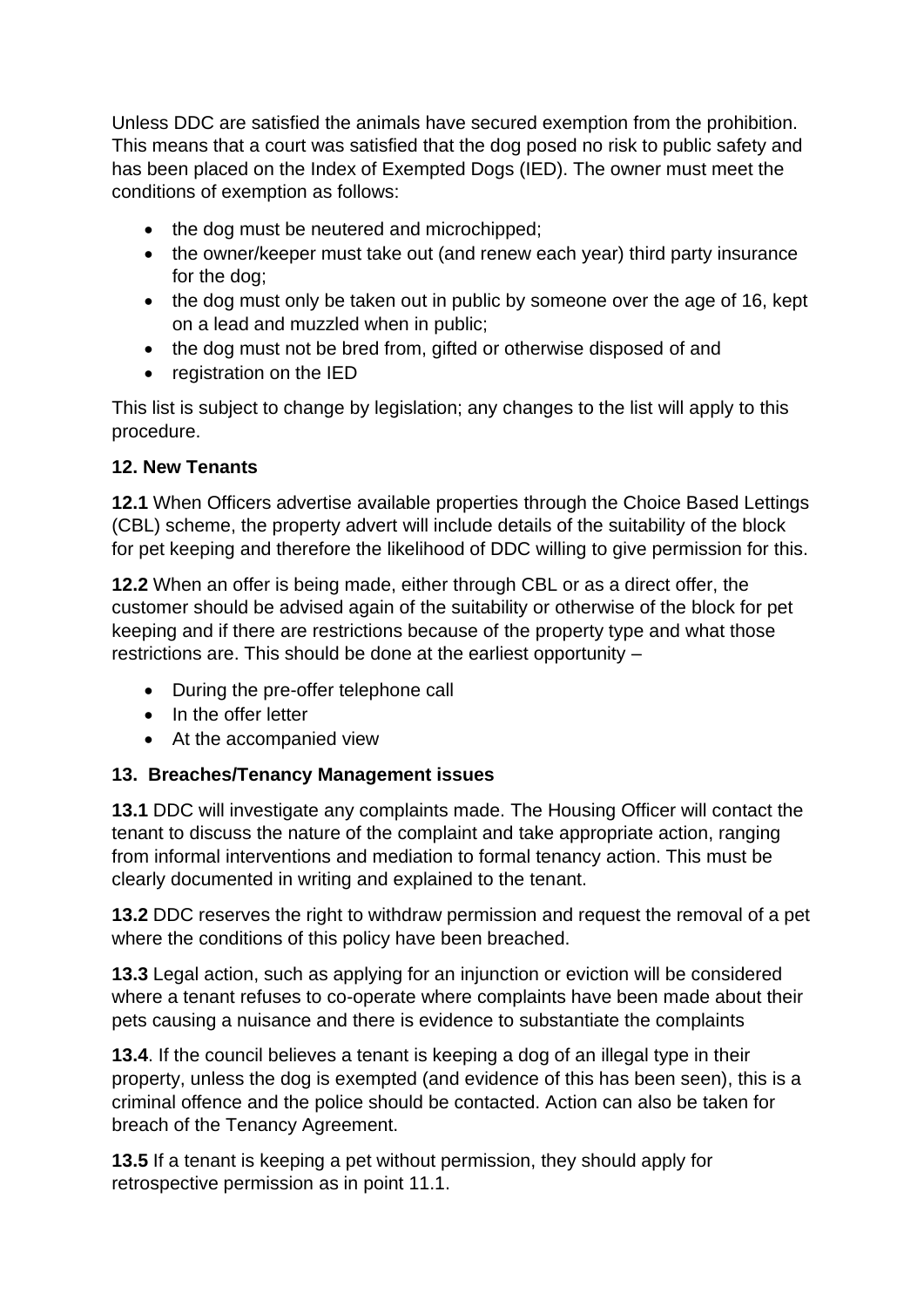Unless DDC are satisfied the animals have secured exemption from the prohibition. This means that a court was satisfied that the dog posed no risk to public safety and has been placed on the Index of Exempted Dogs (IED). The owner must meet the conditions of exemption as follows:

- the dog must be neutered and microchipped;
- the owner/keeper must take out (and renew each year) third party insurance for the dog;
- the dog must only be taken out in public by someone over the age of 16, kept on a lead and muzzled when in public;
- the dog must not be bred from, gifted or otherwise disposed of and
- registration on the IED

This list is subject to change by legislation; any changes to the list will apply to this procedure.

**12. New Tenants**

**12.1** When Officers advertise available properties through the Choice Based Lettings (CBL) scheme, the property advert will include details of the suitability of the block for pet keeping and therefore the likelihood of DDC willing to give permission for this.

**12.2** When an offer is being made, either through CBL or as a direct offer, the customer should be advised again of the suitability or otherwise of the block for pet keeping and if there are restrictions because of the property type and what those restrictions are. This should be done at the earliest opportunity –

- During the pre-offer telephone call
- In the offer letter
- At the accompanied view

**13. Breaches/Tenancy Management issues**

**13.1** DDC will investigate any complaints made. The Housing Officer will contact the tenant to discuss the nature of the complaint and take appropriate action, ranging from informal interventions and mediation to formal tenancy action. This must be clearly documented in writing and explained to the tenant.

**13.2** DDC reserves the right to withdraw permission and request the removal of a pet where the conditions of this policy have been breached.

**13.3** Legal action, such as applying for an injunction or eviction will be considered where a tenant refuses to co-operate where complaints have been made about their pets causing a nuisance and there is evidence to substantiate the complaints

**13.4**. If the council believes a tenant is keeping a dog of an illegal type in their property, unless the dog is exempted (and evidence of this has been seen), this is a criminal offence and the police should be contacted. Action can also be taken for breach of the Tenancy Agreement.

**13.5** If a tenant is keeping a pet without permission, they should apply for retrospective permission as in point 11.1.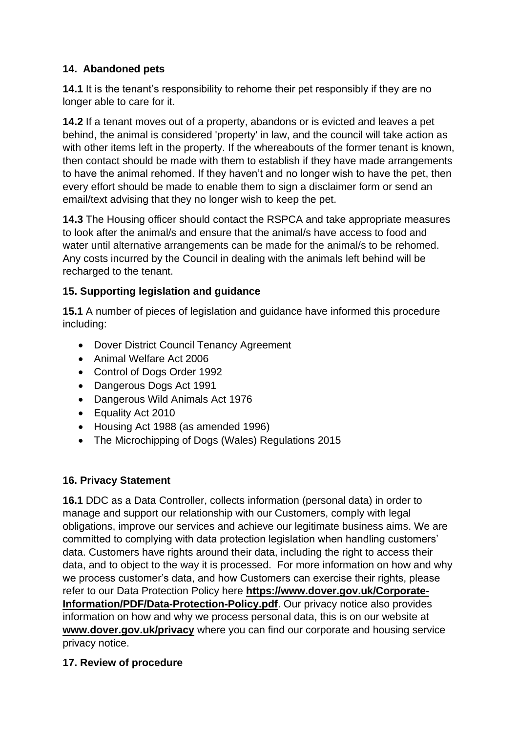## 14. Abandoned pets

**14.1** It is the tenant's responsibility to rehome their pet responsibly if they are no longer able to care for it.

**14.2** If a tenant moves out of a property, abandons or is evicted and leaves a pet behind, the animal is considered 'property' in law, and the council will take action as with other items left in the property. If the whereabouts of the former tenant is known, then contact should be made with them to establish if they have made arrangements to have the animal rehomed. If they haven't and no longer wish to have the pet, then every effort should be made to enable them to sign a disclaimer form or send an email/text advising that they no longer wish to keep the pet.

**14.3** The Housing officer should contact the RSPCA and take appropriate measures to look after the animal/s and ensure that the animal/s have access to food and water until alternative arrangements can be made for the animal/s to be rehomed. Any costs incurred by the Council in dealing with the animals left behind will be recharged to the tenant.

## 15. Supporting legislation and guidance

**15.1** A number of pieces of legislation and guidance have informed this procedure including:

- Dover District Council Tenancy Agreement
- Animal Welfare Act 2006
- Control of Dogs Order 1992
- Dangerous Dogs Act 1991
- Dangerous Wild Animals Act 1976
- Equality Act 2010
- Housing Act 1988 (as amended 1996)
- The Microchipping of Dogs (Wales) Regulations 2015

## 16. Privacy Statement

**16.1** DDC as a Data Controller, collects information (personal data) in order to manage and support our relationship with our Customers, comply with legal obligations, improve our services and achieve our legitimate business aims. We are committed to complying with data protection legislation when handling customers' data. Customers have rights around their data, including the right to access their data, and to object to the way it is processed. For more information on how and why we process customer's data, and how Customers can exercise their rights, please refer to our Data Protection Policy here **https://www.dover.gov.uk/Corporate-Information/PDF/Data-Protection-Policy.pdf**. Our privacy notice also provides information on how and why we process personal data, this is on our website at **www.dover.gov.uk/privacy** where you can find our corporate and housing service privacy notice.

## 17. Review of procedure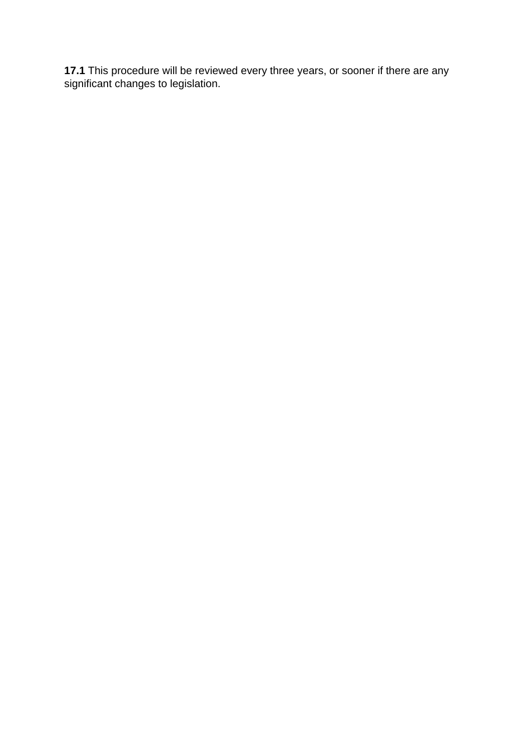**17.1** This procedure will be reviewed every three years, or sooner if there are any significant changes to legislation.